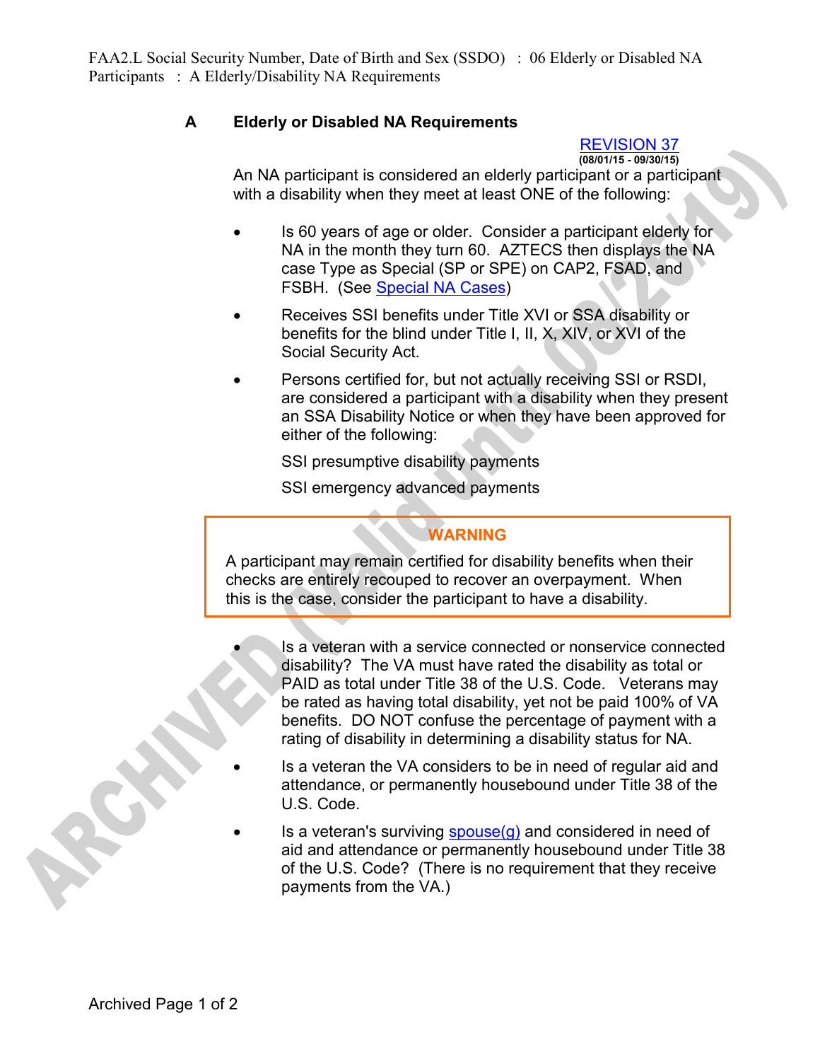## A Elderly or Disabled NA Requirements

REVISION 37
(08/01/15 - 09/30/15)

An NA participant is considered an elderly participant or a participant with a disability when they meet at least ONE of the following:

- Is 60 years of age or older. Consider a participant elderly for NA in the month they turn 60. AZTECS then displays the NA case Type as Special (SP or SPE) on CAP2, FSAD, and FSBH. (See Special NA Cases)
- Receives SSI benefits under Title XVI or SSA disability or benefits for the blind under Title I, II, X, XIV, or XVI of the Social Security Act.
- Persons certified for, but not actually receiving SSI or RSDI, are considered a participant with a disability when they present an SSA Disability Notice or when they have been approved for either of the following:

  SSI presumptive disability payments

  SSI emergency advanced payments

> **WARNING**
>
> A participant may remain certified for disability benefits when their checks are entirely recouped to recover an overpayment. When this is the case, consider the participant to have a disability.

- Is a veteran with a service connected or nonservice connected disability? The VA must have rated the disability as total or PAID as total under Title 38 of the U.S. Code. Veterans may be rated as having total disability, yet not be paid 100% of VA benefits. DO NOT confuse the percentage of payment with a rating of disability in determining a disability status for NA.
- Is a veteran the VA considers to be in need of regular aid and attendance, or permanently housebound under Title 38 of the U.S. Code.
- Is a veteran's surviving spouse(g) and considered in need of aid and attendance or permanently housebound under Title 38 of the U.S. Code? (There is no requirement that they receive payments from the VA.)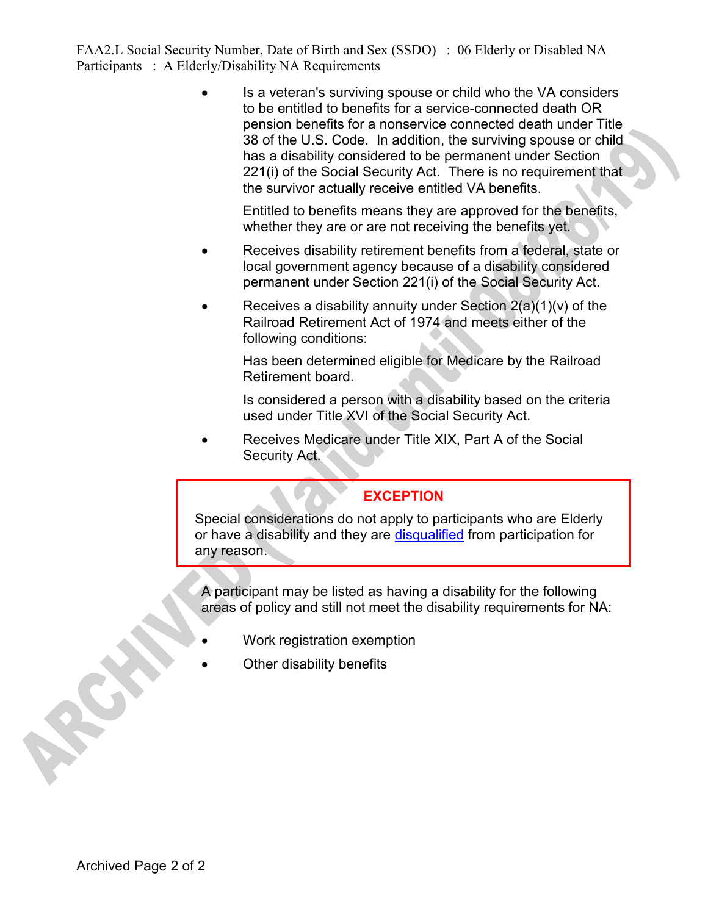- Is a veteran's surviving spouse or child who the VA considers to be entitled to benefits for a service-connected death OR pension benefits for a nonservice connected death under Title 38 of the U.S. Code. In addition, the surviving spouse or child has a disability considered to be permanent under Section 221(i) of the Social Security Act. There is no requirement that the survivor actually receive entitled VA benefits.

  Entitled to benefits means they are approved for the benefits, whether they are or are not receiving the benefits yet.

- Receives disability retirement benefits from a federal, state or local government agency because of a disability considered permanent under Section 221(i) of the Social Security Act.

- Receives a disability annuity under Section 2(a)(1)(v) of the Railroad Retirement Act of 1974 and meets either of the following conditions:

  Has been determined eligible for Medicare by the Railroad Retirement board.

  Is considered a person with a disability based on the criteria used under Title XVI of the Social Security Act.

- Receives Medicare under Title XIX, Part A of the Social Security Act.

> **EXCEPTION**
>
> Special considerations do not apply to participants who are Elderly or have a disability and they are disqualified from participation for any reason.

A participant may be listed as having a disability for the following areas of policy and still not meet the disability requirements for NA:

- Work registration exemption
- Other disability benefits